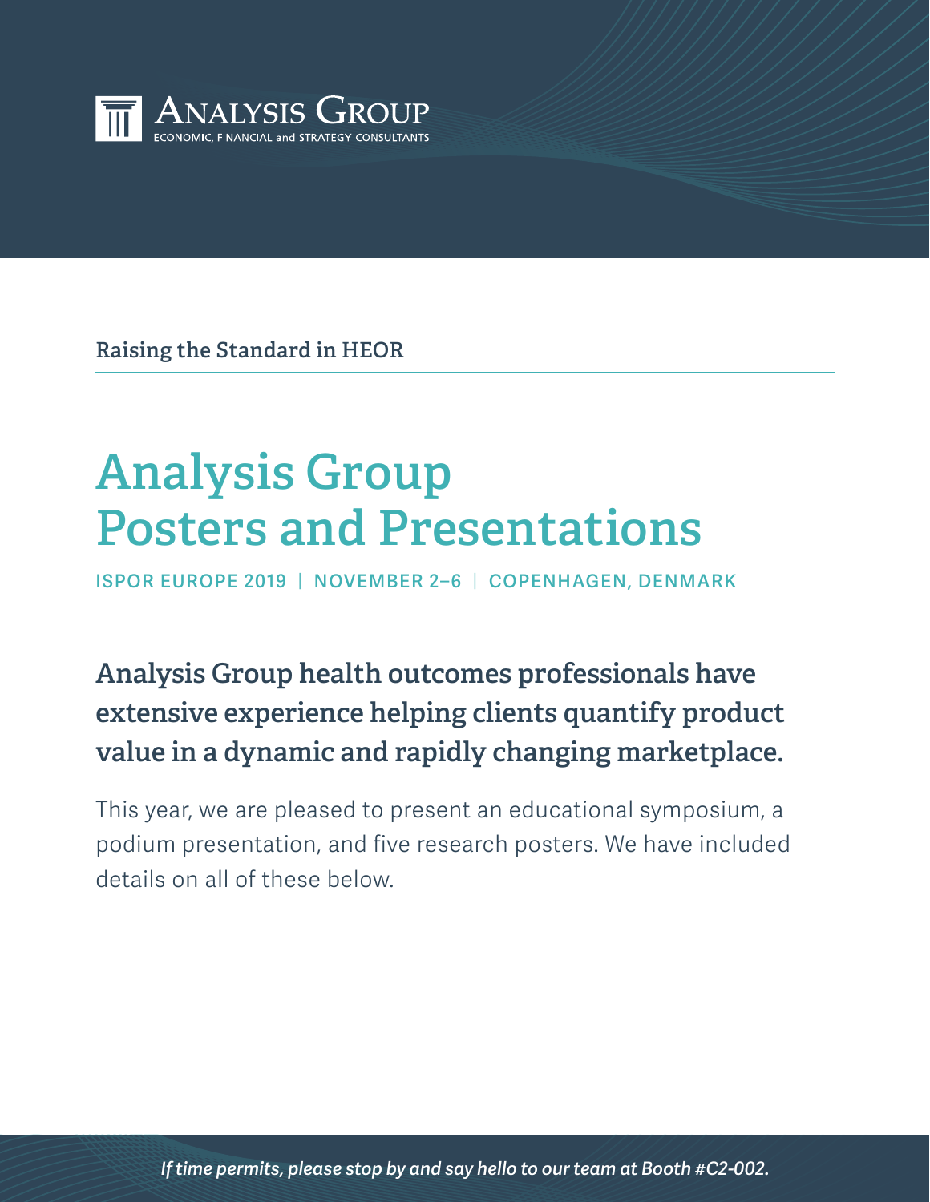ANALYSIS GROUP
ECONOMIC, FINANCIAL and STRATEGY CONSULTANTS

Raising the Standard in HEOR

# Analysis Group Posters and Presentations

**ISPOR EUROPE 2019 | NOVEMBER 2–6 | COPENHAGEN, DENMARK**

## Analysis Group health outcomes professionals have extensive experience helping clients quantify product value in a dynamic and rapidly changing marketplace.

This year, we are pleased to present an educational symposium, a podium presentation, and five research posters. We have included details on all of these below.

*If time permits, please stop by and say hello to our team at Booth #C2-002.*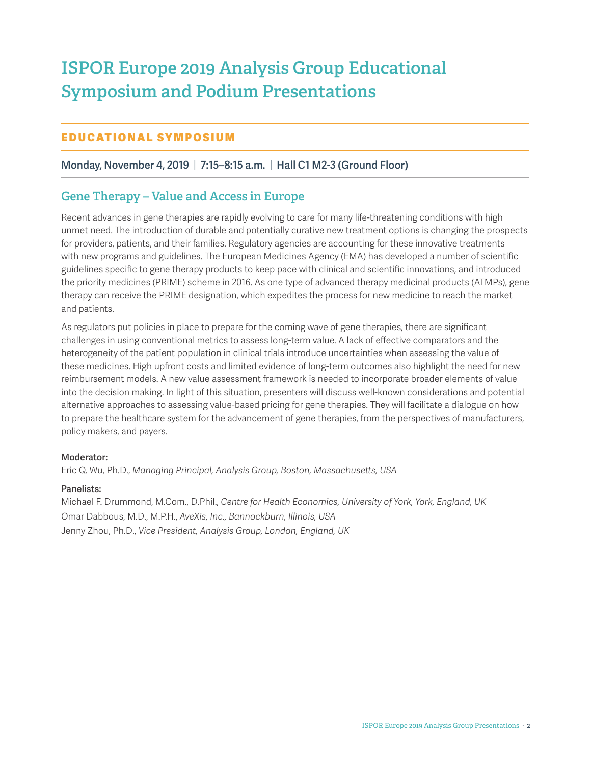# ISPOR Europe 2019 Analysis Group Educational Symposium and Podium Presentations

## EDUCATIONAL SYMPOSIUM

**Monday, November 4, 2019 | 7:15–8:15 a.m. | Hall C1 M2-3 (Ground Floor)**

### Gene Therapy – Value and Access in Europe

Recent advances in gene therapies are rapidly evolving to care for many life-threatening conditions with high unmet need. The introduction of durable and potentially curative new treatment options is changing the prospects for providers, patients, and their families. Regulatory agencies are accounting for these innovative treatments with new programs and guidelines. The European Medicines Agency (EMA) has developed a number of scientific guidelines specific to gene therapy products to keep pace with clinical and scientific innovations, and introduced the priority medicines (PRIME) scheme in 2016. As one type of advanced therapy medicinal products (ATMPs), gene therapy can receive the PRIME designation, which expedites the process for new medicine to reach the market and patients.

As regulators put policies in place to prepare for the coming wave of gene therapies, there are significant challenges in using conventional metrics to assess long-term value. A lack of effective comparators and the heterogeneity of the patient population in clinical trials introduce uncertainties when assessing the value of these medicines. High upfront costs and limited evidence of long-term outcomes also highlight the need for new reimbursement models. A new value assessment framework is needed to incorporate broader elements of value into the decision making. In light of this situation, presenters will discuss well-known considerations and potential alternative approaches to assessing value-based pricing for gene therapies. They will facilitate a dialogue on how to prepare the healthcare system for the advancement of gene therapies, from the perspectives of manufacturers, policy makers, and payers.

**Moderator:**
Eric Q. Wu, Ph.D., *Managing Principal, Analysis Group, Boston, Massachusetts, USA*

**Panelists:**
Michael F. Drummond, M.Com., D.Phil., *Centre for Health Economics, University of York, York, England, UK*
Omar Dabbous, M.D., M.P.H., *AveXis, Inc., Bannockburn, Illinois, USA*
Jenny Zhou, Ph.D., *Vice President, Analysis Group, London, England, UK*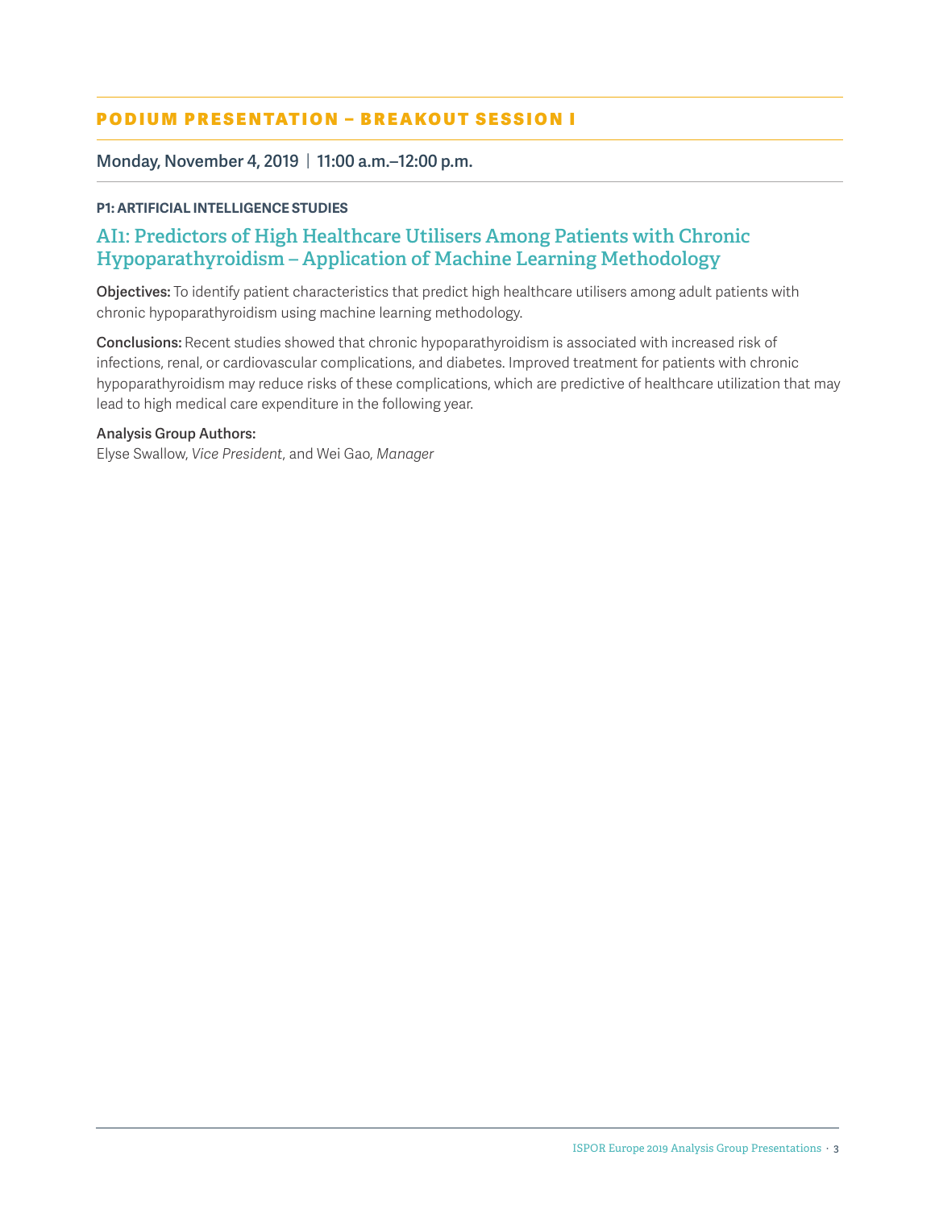## PODIUM PRESENTATION – BREAKOUT SESSION I

**Monday, November 4, 2019 | 11:00 a.m.–12:00 p.m.**

**P1: ARTIFICIAL INTELLIGENCE STUDIES**

### AI1: Predictors of High Healthcare Utilisers Among Patients with Chronic Hypoparathyroidism – Application of Machine Learning Methodology

**Objectives:** To identify patient characteristics that predict high healthcare utilisers among adult patients with chronic hypoparathyroidism using machine learning methodology.

**Conclusions:** Recent studies showed that chronic hypoparathyroidism is associated with increased risk of infections, renal, or cardiovascular complications, and diabetes. Improved treatment for patients with chronic hypoparathyroidism may reduce risks of these complications, which are predictive of healthcare utilization that may lead to high medical care expenditure in the following year.

**Analysis Group Authors:**
Elyse Swallow, *Vice President*, and Wei Gao, *Manager*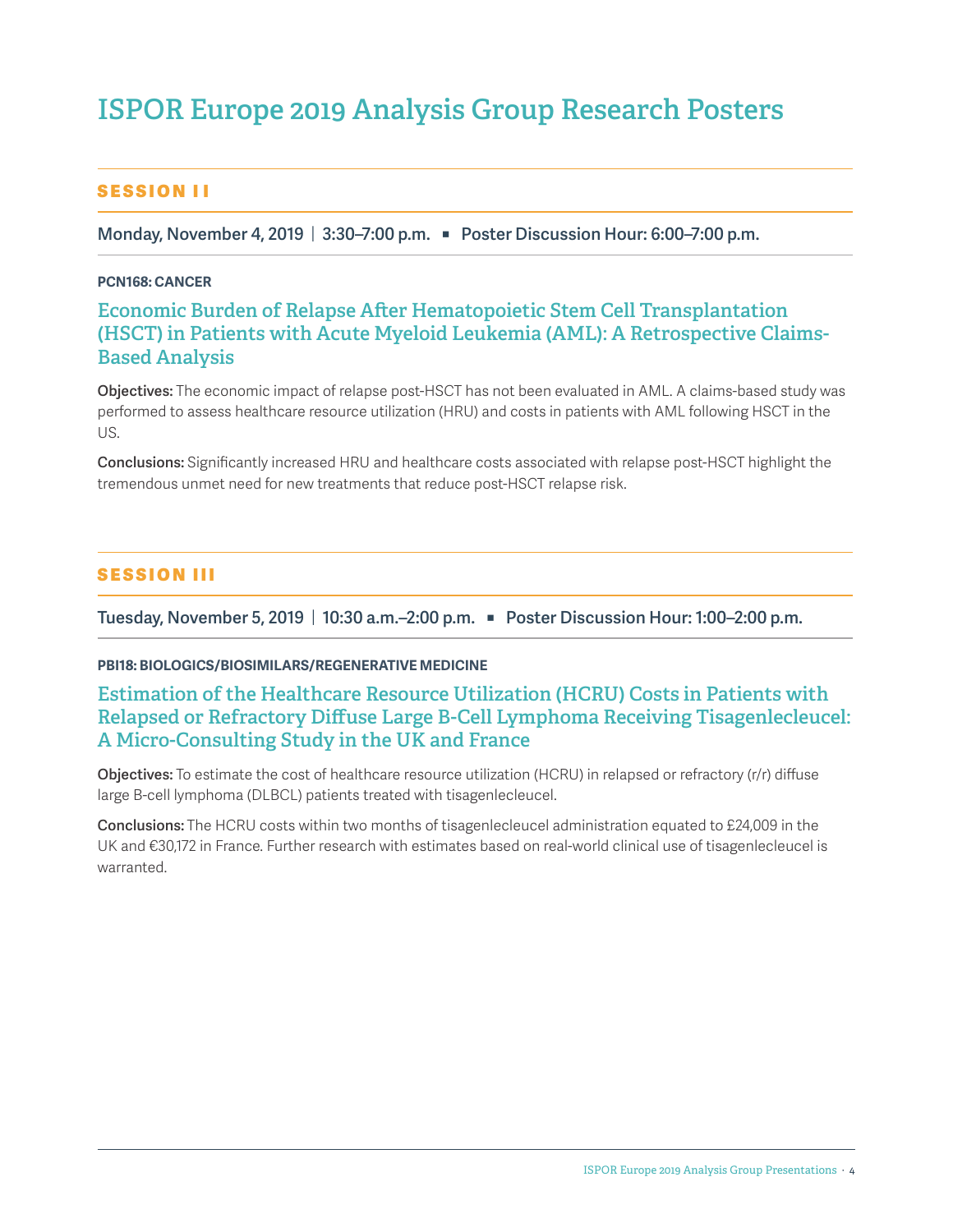# ISPOR Europe 2019 Analysis Group Research Posters

## SESSION II

**Monday, November 4, 2019 | 3:30–7:00 p.m. ▪ Poster Discussion Hour: 6:00–7:00 p.m.**

**PCN168: CANCER**

### Economic Burden of Relapse After Hematopoietic Stem Cell Transplantation (HSCT) in Patients with Acute Myeloid Leukemia (AML): A Retrospective Claims-Based Analysis

**Objectives:** The economic impact of relapse post-HSCT has not been evaluated in AML. A claims-based study was performed to assess healthcare resource utilization (HRU) and costs in patients with AML following HSCT in the US.

**Conclusions:** Significantly increased HRU and healthcare costs associated with relapse post-HSCT highlight the tremendous unmet need for new treatments that reduce post-HSCT relapse risk.

## SESSION III

**Tuesday, November 5, 2019 | 10:30 a.m.–2:00 p.m. ▪ Poster Discussion Hour: 1:00–2:00 p.m.**

**PBI18: BIOLOGICS/BIOSIMILARS/REGENERATIVE MEDICINE**

### Estimation of the Healthcare Resource Utilization (HCRU) Costs in Patients with Relapsed or Refractory Diffuse Large B-Cell Lymphoma Receiving Tisagenlecleucel: A Micro-Consulting Study in the UK and France

**Objectives:** To estimate the cost of healthcare resource utilization (HCRU) in relapsed or refractory (r/r) diffuse large B-cell lymphoma (DLBCL) patients treated with tisagenlecleucel.

**Conclusions:** The HCRU costs within two months of tisagenlecleucel administration equated to £24,009 in the UK and €30,172 in France. Further research with estimates based on real-world clinical use of tisagenlecleucel is warranted.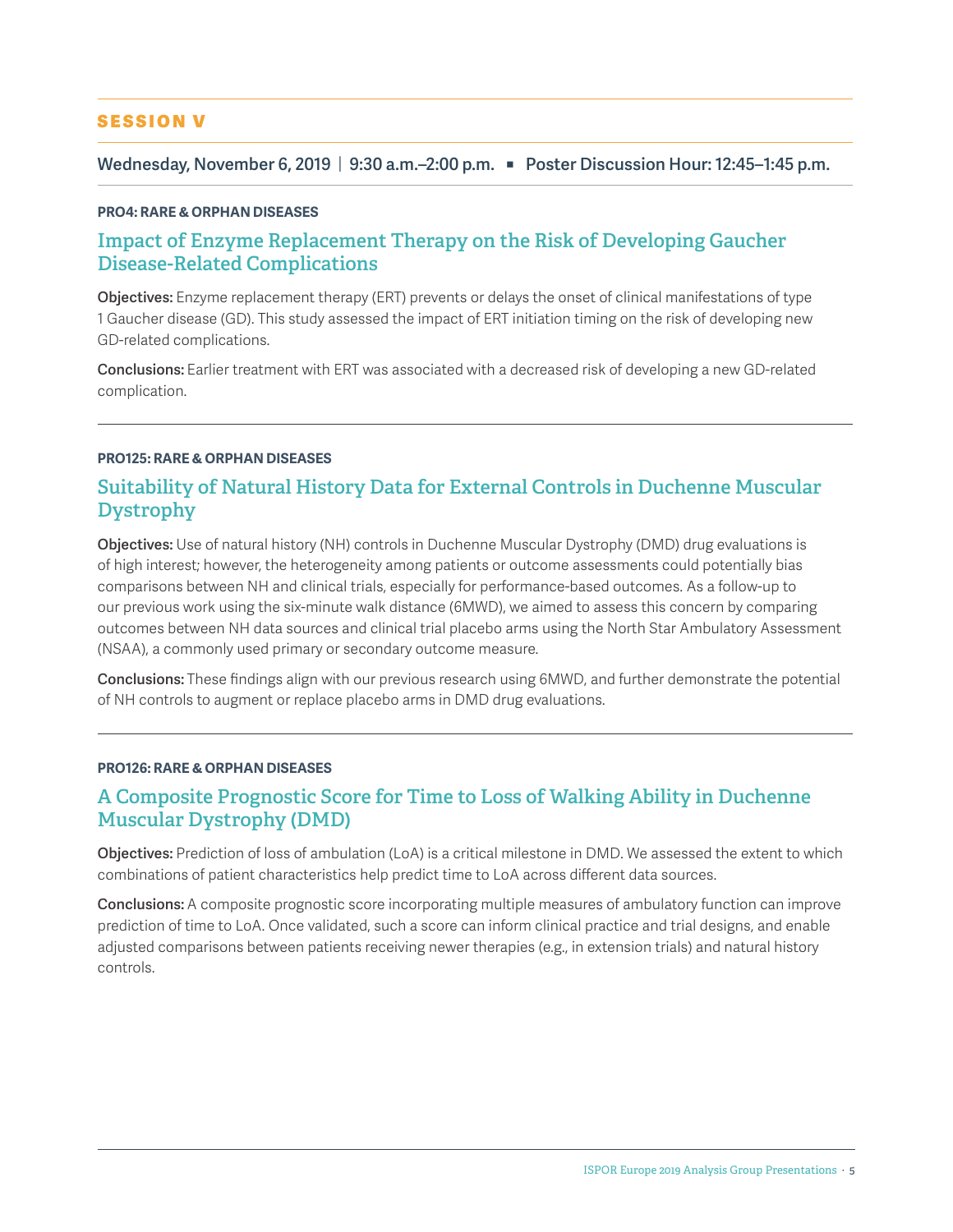## SESSION V

**Wednesday, November 6, 2019 | 9:30 a.m.–2:00 p.m. ▪ Poster Discussion Hour: 12:45–1:45 p.m.**

**PRO4: RARE & ORPHAN DISEASES**

### Impact of Enzyme Replacement Therapy on the Risk of Developing Gaucher Disease-Related Complications

**Objectives:** Enzyme replacement therapy (ERT) prevents or delays the onset of clinical manifestations of type 1 Gaucher disease (GD). This study assessed the impact of ERT initiation timing on the risk of developing new GD-related complications.

**Conclusions:** Earlier treatment with ERT was associated with a decreased risk of developing a new GD-related complication.

---

**PRO125: RARE & ORPHAN DISEASES**

### Suitability of Natural History Data for External Controls in Duchenne Muscular Dystrophy

**Objectives:** Use of natural history (NH) controls in Duchenne Muscular Dystrophy (DMD) drug evaluations is of high interest; however, the heterogeneity among patients or outcome assessments could potentially bias comparisons between NH and clinical trials, especially for performance-based outcomes. As a follow-up to our previous work using the six-minute walk distance (6MWD), we aimed to assess this concern by comparing outcomes between NH data sources and clinical trial placebo arms using the North Star Ambulatory Assessment (NSAA), a commonly used primary or secondary outcome measure.

**Conclusions:** These findings align with our previous research using 6MWD, and further demonstrate the potential of NH controls to augment or replace placebo arms in DMD drug evaluations.

---

**PRO126: RARE & ORPHAN DISEASES**

### A Composite Prognostic Score for Time to Loss of Walking Ability in Duchenne Muscular Dystrophy (DMD)

**Objectives:** Prediction of loss of ambulation (LoA) is a critical milestone in DMD. We assessed the extent to which combinations of patient characteristics help predict time to LoA across different data sources.

**Conclusions:** A composite prognostic score incorporating multiple measures of ambulatory function can improve prediction of time to LoA. Once validated, such a score can inform clinical practice and trial designs, and enable adjusted comparisons between patients receiving newer therapies (e.g., in extension trials) and natural history controls.